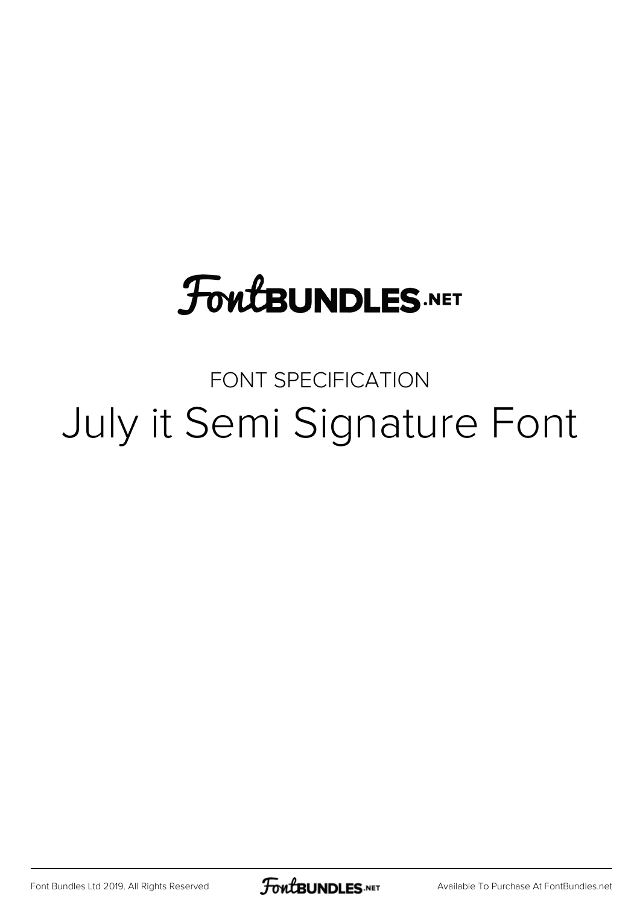FontBUNDLES.NET

FONT SPECIFICATION

# July it Semi Signature Font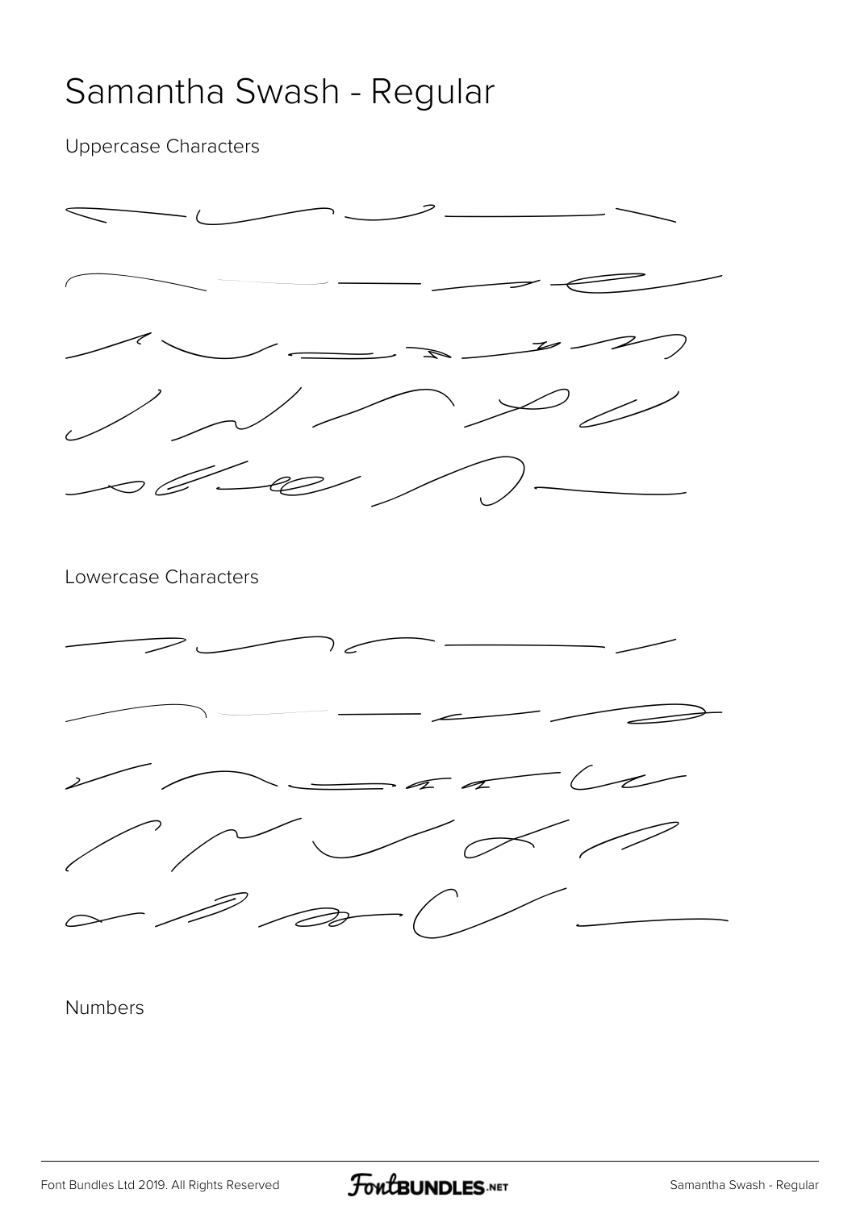# Samantha Swash - Regular

Uppercase Characters

Lowercase Characters

Numbers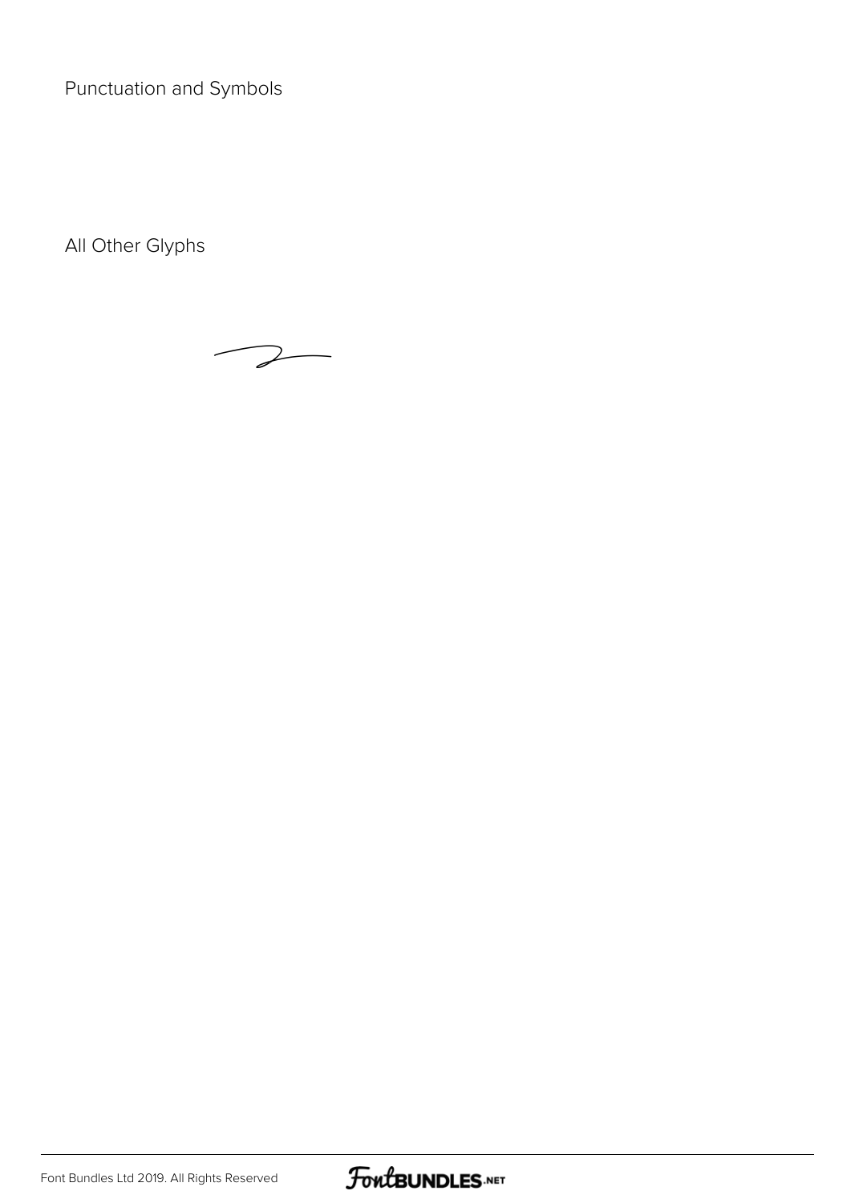Punctuation and Symbols

All Other Glyphs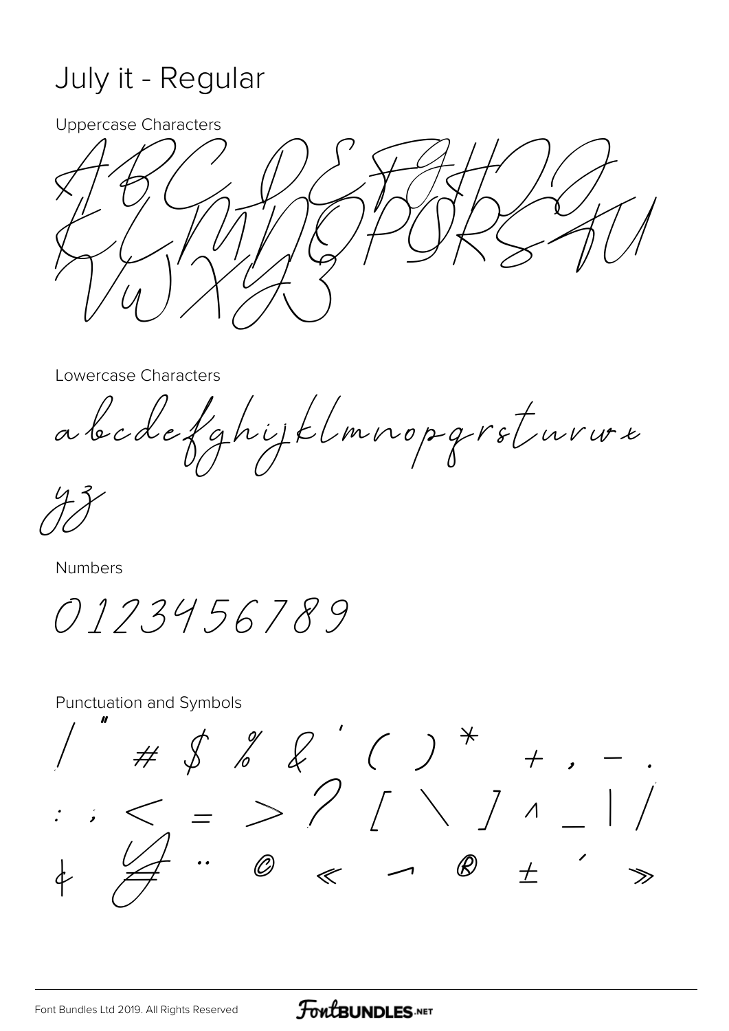# July it - Regular

Uppercase Characters

ABCDEFGHIJKLMNOPQRSTUVWXYZ

Lowercase Characters

abcdefghijklmnopqrstuvwxyz

Numbers

0123456789

Punctuation and Symbols

! " # $ % & ' ( ) * + , - .
: ; < = > ? [ \ ] ^ _ | ~
¢ ¥ ¨ © « ¬ ® ± ´ »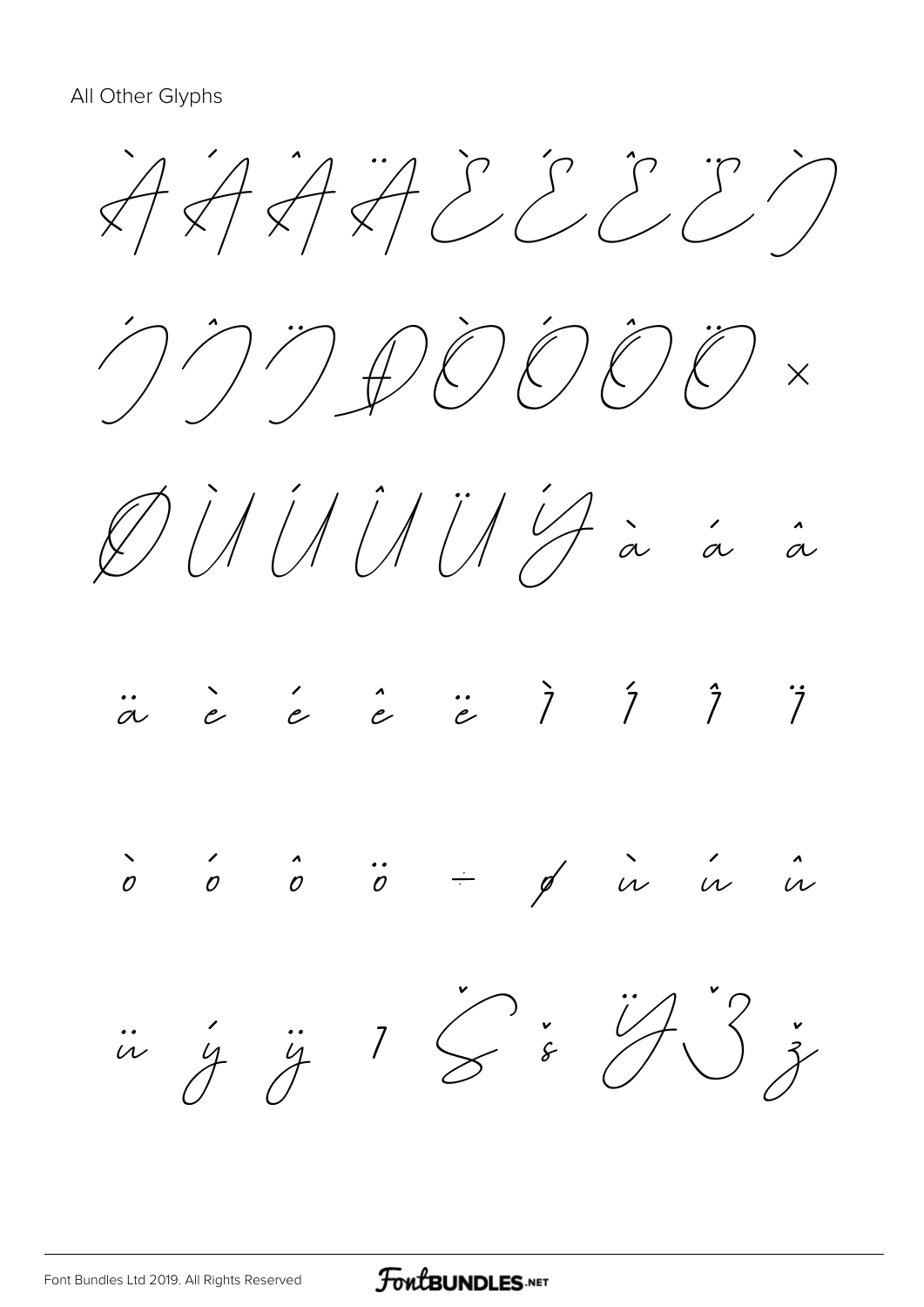All Other Glyphs

À Á Â Ä È É Ê Ë Ì

Í Î Ï Ð Ò Ó Ô Ö ×

Ø Ù Ú Û Ü Ý à á â

ä è é ê ë ì í î ï

ò ó ô ö ÷ ø ù ú û

ü ý ÿ ı Š š Ÿ Ž ž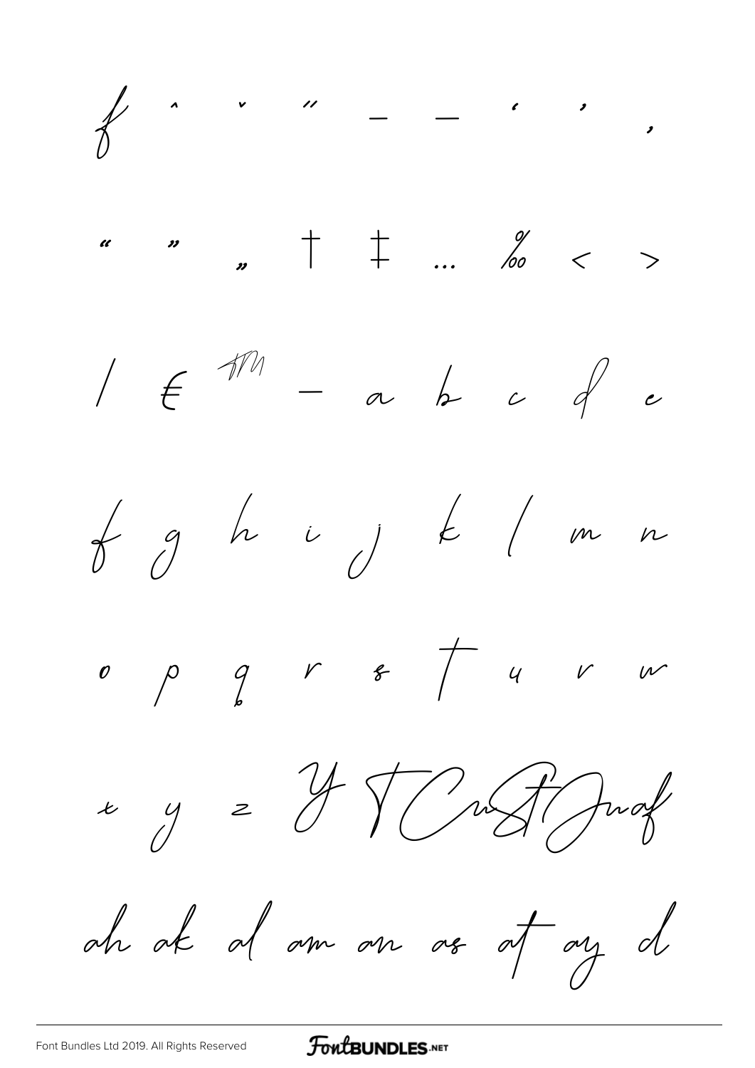f ˆ ˇ ˝ – — ‘ ’ ‚

“ ” „ † ‡ … ‰ ‹ ›

⁄ € ™ − a b c d e

f g h i j k l m n

o p q r s t u v w

x y z Y T C ct Jnaf

ah ak al am an as at ay d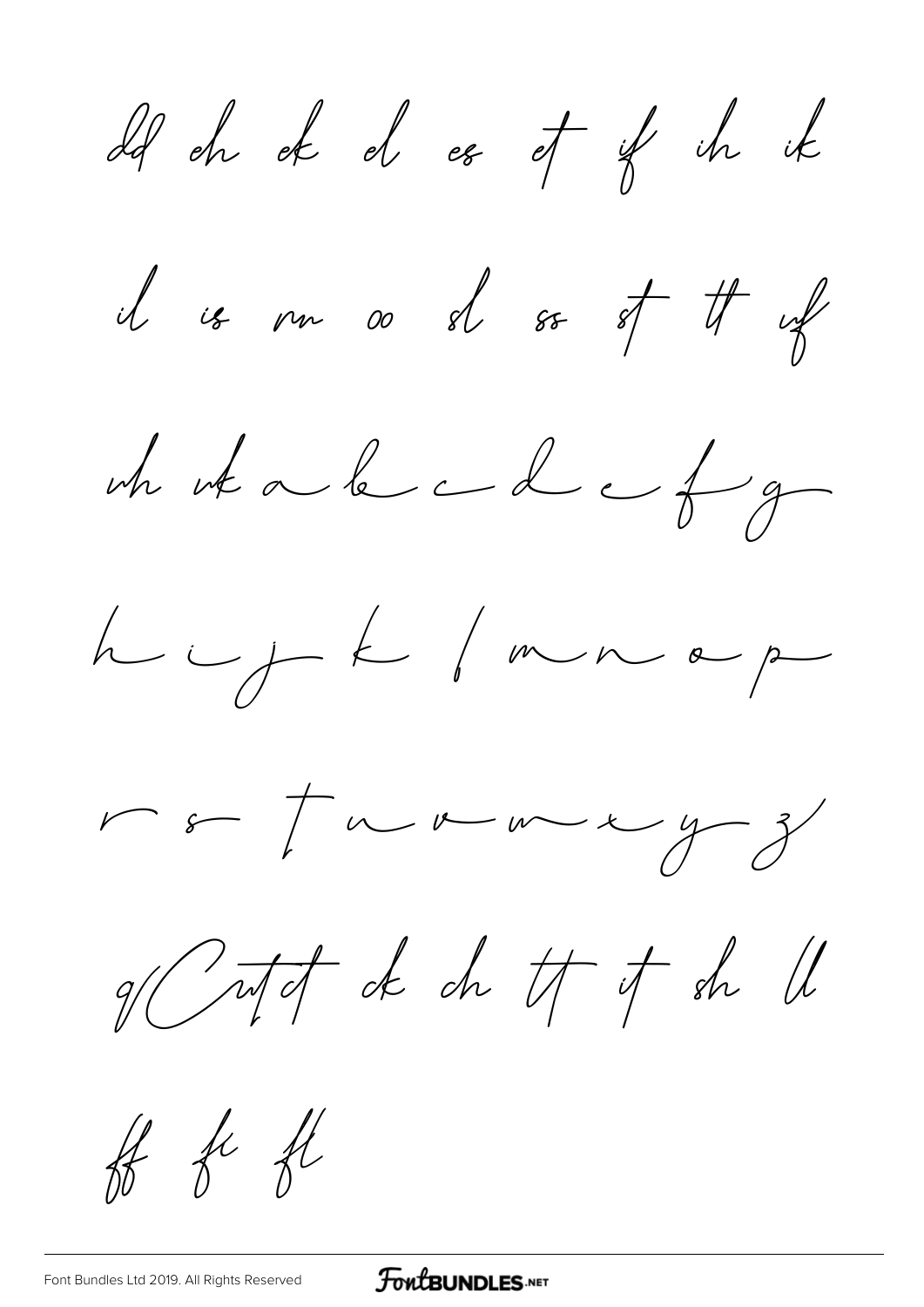dd eh ek el es et if ih ik

il is nn oo sl ss st tt uf

uh uk a b c d e f g

h i j k l m n o p

r s t u v w x y z

q Ctct ck ch tt it sh ll

ff fi fl